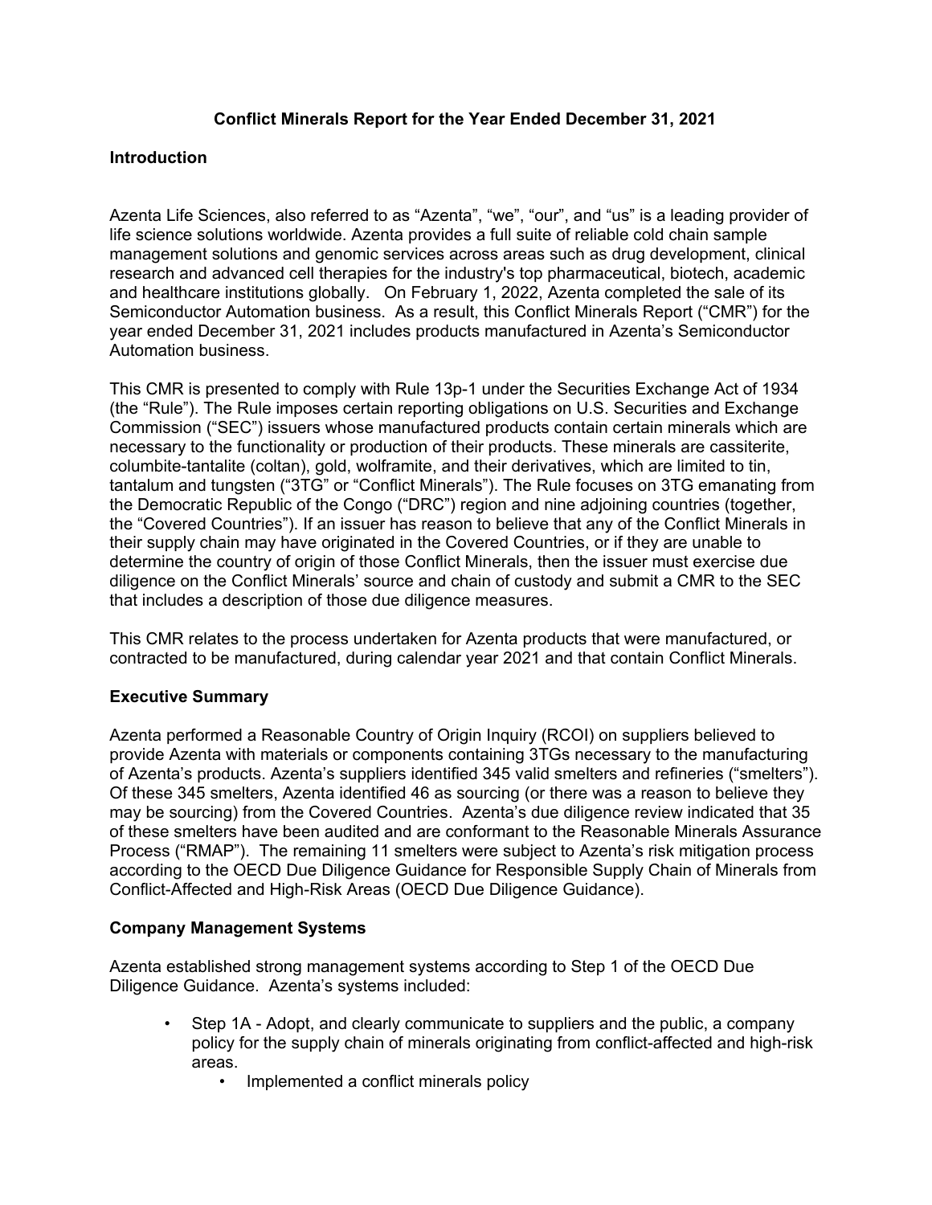# Conflict Minerals Report for the Year Ended December 31, 2021

## Introduction

Azenta Life Sciences, also referred to as "Azenta", "we", "our", and "us" is a leading provider of life science solutions worldwide. Azenta provides a full suite of reliable cold chain sample management solutions and genomic services across areas such as drug development, clinical research and advanced cell therapies for the industry's top pharmaceutical, biotech, academic and healthcare institutions globally. On February 1, 2022, Azenta completed the sale of its Semiconductor Automation business. As a result, this Conflict Minerals Report ("CMR") for the year ended December 31, 2021 includes products manufactured in Azenta's Semiconductor Automation business.

This CMR is presented to comply with Rule 13p-1 under the Securities Exchange Act of 1934 (the "Rule"). The Rule imposes certain reporting obligations on U.S. Securities and Exchange Commission ("SEC") issuers whose manufactured products contain certain minerals which are necessary to the functionality or production of their products. These minerals are cassiterite, columbite-tantalite (coltan), gold, wolframite, and their derivatives, which are limited to tin, tantalum and tungsten ("3TG" or "Conflict Minerals"). The Rule focuses on 3TG emanating from the Democratic Republic of the Congo ("DRC") region and nine adjoining countries (together, the "Covered Countries"). If an issuer has reason to believe that any of the Conflict Minerals in their supply chain may have originated in the Covered Countries, or if they are unable to determine the country of origin of those Conflict Minerals, then the issuer must exercise due diligence on the Conflict Minerals' source and chain of custody and submit a CMR to the SEC that includes a description of those due diligence measures.

This CMR relates to the process undertaken for Azenta products that were manufactured, or contracted to be manufactured, during calendar year 2021 and that contain Conflict Minerals.

## Executive Summary

Azenta performed a Reasonable Country of Origin Inquiry (RCOI) on suppliers believed to provide Azenta with materials or components containing 3TGs necessary to the manufacturing of Azenta's products. Azenta's suppliers identified 345 valid smelters and refineries ("smelters"). Of these 345 smelters, Azenta identified 46 as sourcing (or there was a reason to believe they may be sourcing) from the Covered Countries. Azenta's due diligence review indicated that 35 of these smelters have been audited and are conformant to the Reasonable Minerals Assurance Process ("RMAP"). The remaining 11 smelters were subject to Azenta's risk mitigation process according to the OECD Due Diligence Guidance for Responsible Supply Chain of Minerals from Conflict-Affected and High-Risk Areas (OECD Due Diligence Guidance).

## Company Management Systems

Azenta established strong management systems according to Step 1 of the OECD Due Diligence Guidance. Azenta's systems included:

- Step 1A - Adopt, and clearly communicate to suppliers and the public, a company policy for the supply chain of minerals originating from conflict-affected and high-risk areas.
    - Implemented a conflict minerals policy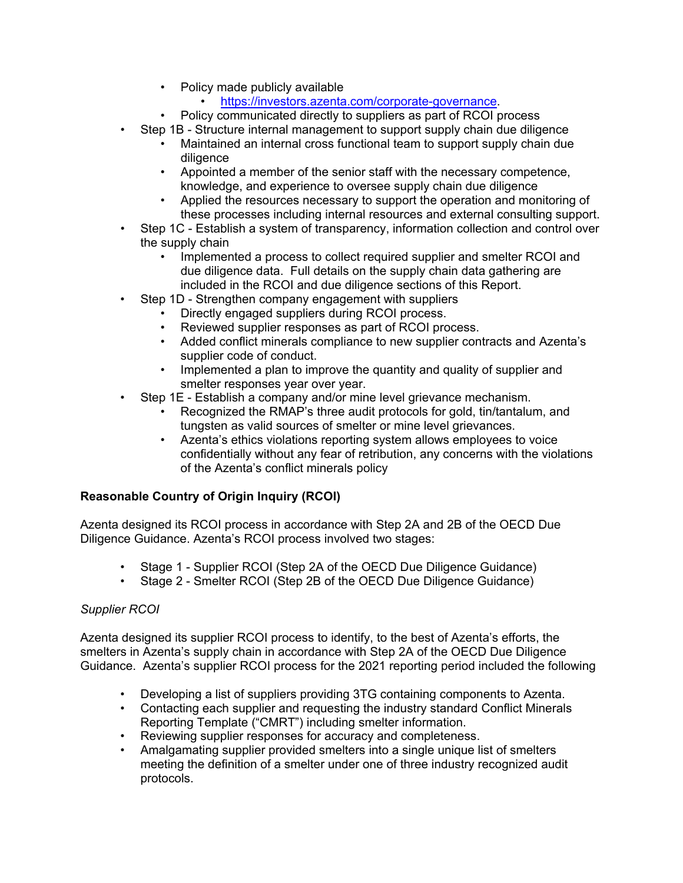- Policy made publicly available
  - https://investors.azenta.com/corporate-governance.
- Policy communicated directly to suppliers as part of RCOI process

- Step 1B - Structure internal management to support supply chain due diligence
  - Maintained an internal cross functional team to support supply chain due diligence
  - Appointed a member of the senior staff with the necessary competence, knowledge, and experience to oversee supply chain due diligence
  - Applied the resources necessary to support the operation and monitoring of these processes including internal resources and external consulting support.
- Step 1C - Establish a system of transparency, information collection and control over the supply chain
  - Implemented a process to collect required supplier and smelter RCOI and due diligence data. Full details on the supply chain data gathering are included in the RCOI and due diligence sections of this Report.
- Step 1D - Strengthen company engagement with suppliers
  - Directly engaged suppliers during RCOI process.
  - Reviewed supplier responses as part of RCOI process.
  - Added conflict minerals compliance to new supplier contracts and Azenta's supplier code of conduct.
  - Implemented a plan to improve the quantity and quality of supplier and smelter responses year over year.
- Step 1E - Establish a company and/or mine level grievance mechanism.
  - Recognized the RMAP's three audit protocols for gold, tin/tantalum, and tungsten as valid sources of smelter or mine level grievances.
  - Azenta's ethics violations reporting system allows employees to voice confidentially without any fear of retribution, any concerns with the violations of the Azenta's conflict minerals policy

**Reasonable Country of Origin Inquiry (RCOI)**

Azenta designed its RCOI process in accordance with Step 2A and 2B of the OECD Due Diligence Guidance. Azenta's RCOI process involved two stages:

- Stage 1 - Supplier RCOI (Step 2A of the OECD Due Diligence Guidance)
- Stage 2 - Smelter RCOI (Step 2B of the OECD Due Diligence Guidance)

*Supplier RCOI*

Azenta designed its supplier RCOI process to identify, to the best of Azenta's efforts, the smelters in Azenta's supply chain in accordance with Step 2A of the OECD Due Diligence Guidance. Azenta's supplier RCOI process for the 2021 reporting period included the following

- Developing a list of suppliers providing 3TG containing components to Azenta.
- Contacting each supplier and requesting the industry standard Conflict Minerals Reporting Template ("CMRT") including smelter information.
- Reviewing supplier responses for accuracy and completeness.
- Amalgamating supplier provided smelters into a single unique list of smelters meeting the definition of a smelter under one of three industry recognized audit protocols.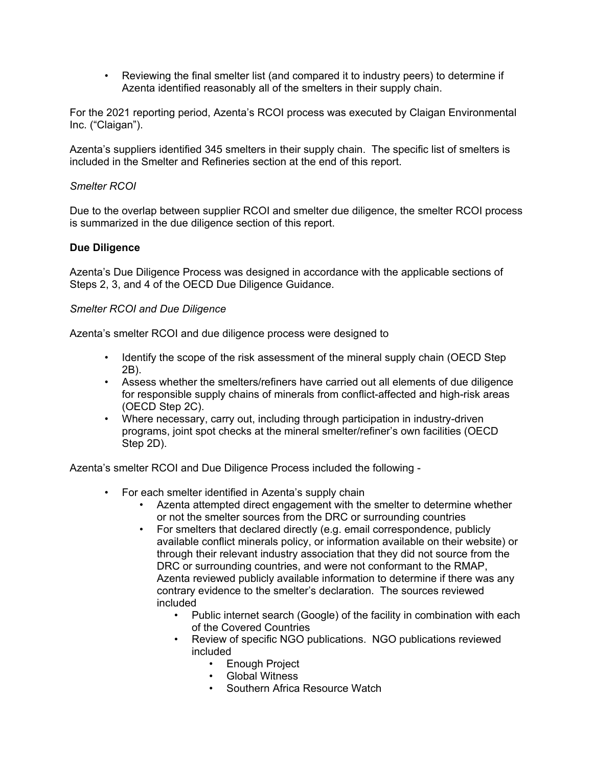- Reviewing the final smelter list (and compared it to industry peers) to determine if Azenta identified reasonably all of the smelters in their supply chain.

For the 2021 reporting period, Azenta's RCOI process was executed by Claigan Environmental Inc. ("Claigan").

Azenta's suppliers identified 345 smelters in their supply chain. The specific list of smelters is included in the Smelter and Refineries section at the end of this report.

*Smelter RCOI*

Due to the overlap between supplier RCOI and smelter due diligence, the smelter RCOI process is summarized in the due diligence section of this report.

**Due Diligence**

Azenta's Due Diligence Process was designed in accordance with the applicable sections of Steps 2, 3, and 4 of the OECD Due Diligence Guidance.

*Smelter RCOI and Due Diligence*

Azenta's smelter RCOI and due diligence process were designed to

- Identify the scope of the risk assessment of the mineral supply chain (OECD Step 2B).
- Assess whether the smelters/refiners have carried out all elements of due diligence for responsible supply chains of minerals from conflict-affected and high-risk areas (OECD Step 2C).
- Where necessary, carry out, including through participation in industry-driven programs, joint spot checks at the mineral smelter/refiner's own facilities (OECD Step 2D).

Azenta's smelter RCOI and Due Diligence Process included the following -

- For each smelter identified in Azenta's supply chain
  - Azenta attempted direct engagement with the smelter to determine whether or not the smelter sources from the DRC or surrounding countries
  - For smelters that declared directly (e.g. email correspondence, publicly available conflict minerals policy, or information available on their website) or through their relevant industry association that they did not source from the DRC or surrounding countries, and were not conformant to the RMAP, Azenta reviewed publicly available information to determine if there was any contrary evidence to the smelter's declaration. The sources reviewed included
    - Public internet search (Google) of the facility in combination with each of the Covered Countries
    - Review of specific NGO publications. NGO publications reviewed included
      - Enough Project
      - Global Witness
      - Southern Africa Resource Watch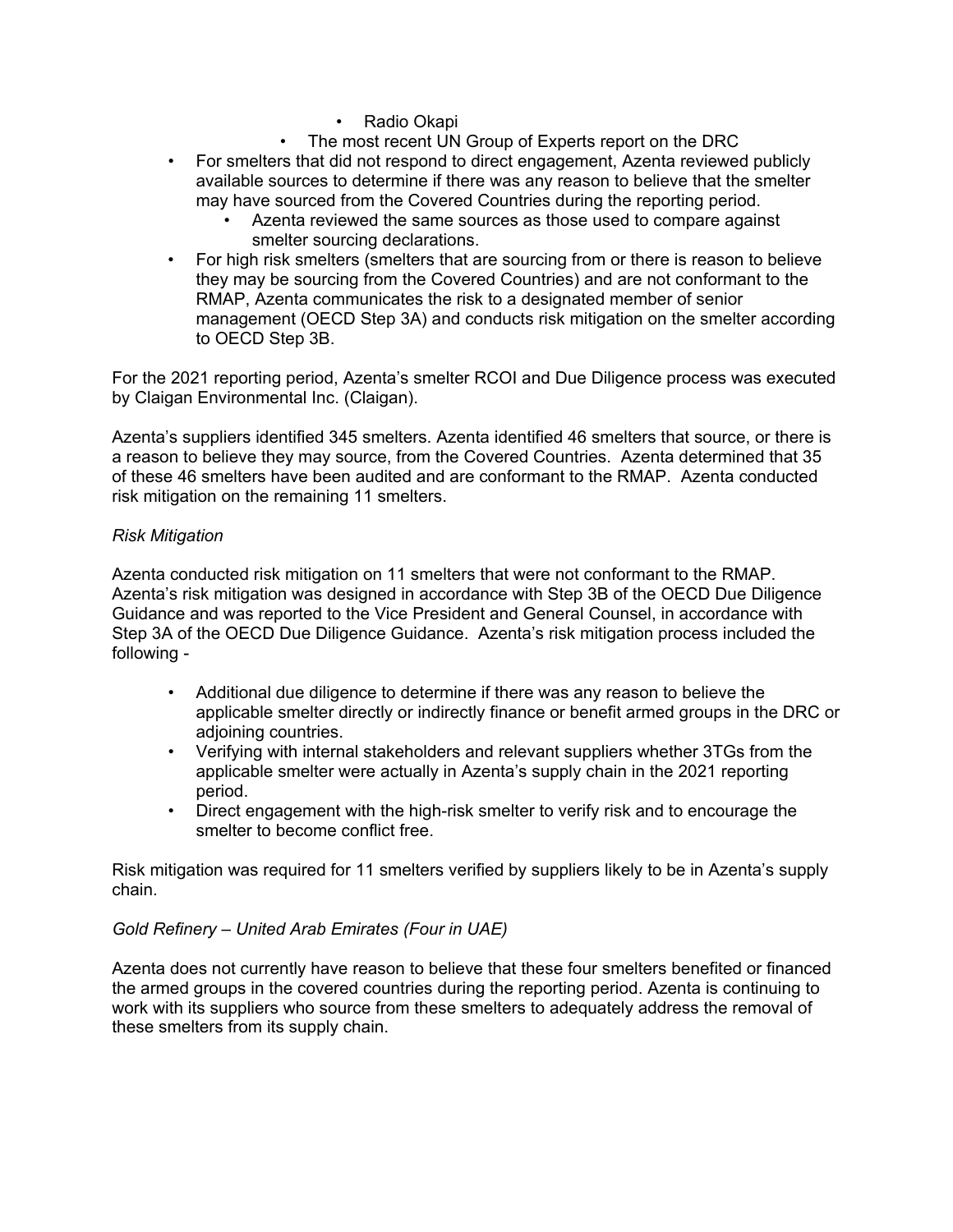- Radio Okapi
    - The most recent UN Group of Experts report on the DRC
- For smelters that did not respond to direct engagement, Azenta reviewed publicly available sources to determine if there was any reason to believe that the smelter may have sourced from the Covered Countries during the reporting period.
    - Azenta reviewed the same sources as those used to compare against smelter sourcing declarations.
- For high risk smelters (smelters that are sourcing from or there is reason to believe they may be sourcing from the Covered Countries) and are not conformant to the RMAP, Azenta communicates the risk to a designated member of senior management (OECD Step 3A) and conducts risk mitigation on the smelter according to OECD Step 3B.

For the 2021 reporting period, Azenta's smelter RCOI and Due Diligence process was executed by Claigan Environmental Inc. (Claigan).

Azenta's suppliers identified 345 smelters. Azenta identified 46 smelters that source, or there is a reason to believe they may source, from the Covered Countries. Azenta determined that 35 of these 46 smelters have been audited and are conformant to the RMAP. Azenta conducted risk mitigation on the remaining 11 smelters.

*Risk Mitigation*

Azenta conducted risk mitigation on 11 smelters that were not conformant to the RMAP. Azenta's risk mitigation was designed in accordance with Step 3B of the OECD Due Diligence Guidance and was reported to the Vice President and General Counsel, in accordance with Step 3A of the OECD Due Diligence Guidance. Azenta's risk mitigation process included the following -

- Additional due diligence to determine if there was any reason to believe the applicable smelter directly or indirectly finance or benefit armed groups in the DRC or adjoining countries.
- Verifying with internal stakeholders and relevant suppliers whether 3TGs from the applicable smelter were actually in Azenta's supply chain in the 2021 reporting period.
- Direct engagement with the high-risk smelter to verify risk and to encourage the smelter to become conflict free.

Risk mitigation was required for 11 smelters verified by suppliers likely to be in Azenta's supply chain.

*Gold Refinery – United Arab Emirates (Four in UAE)*

Azenta does not currently have reason to believe that these four smelters benefited or financed the armed groups in the covered countries during the reporting period. Azenta is continuing to work with its suppliers who source from these smelters to adequately address the removal of these smelters from its supply chain.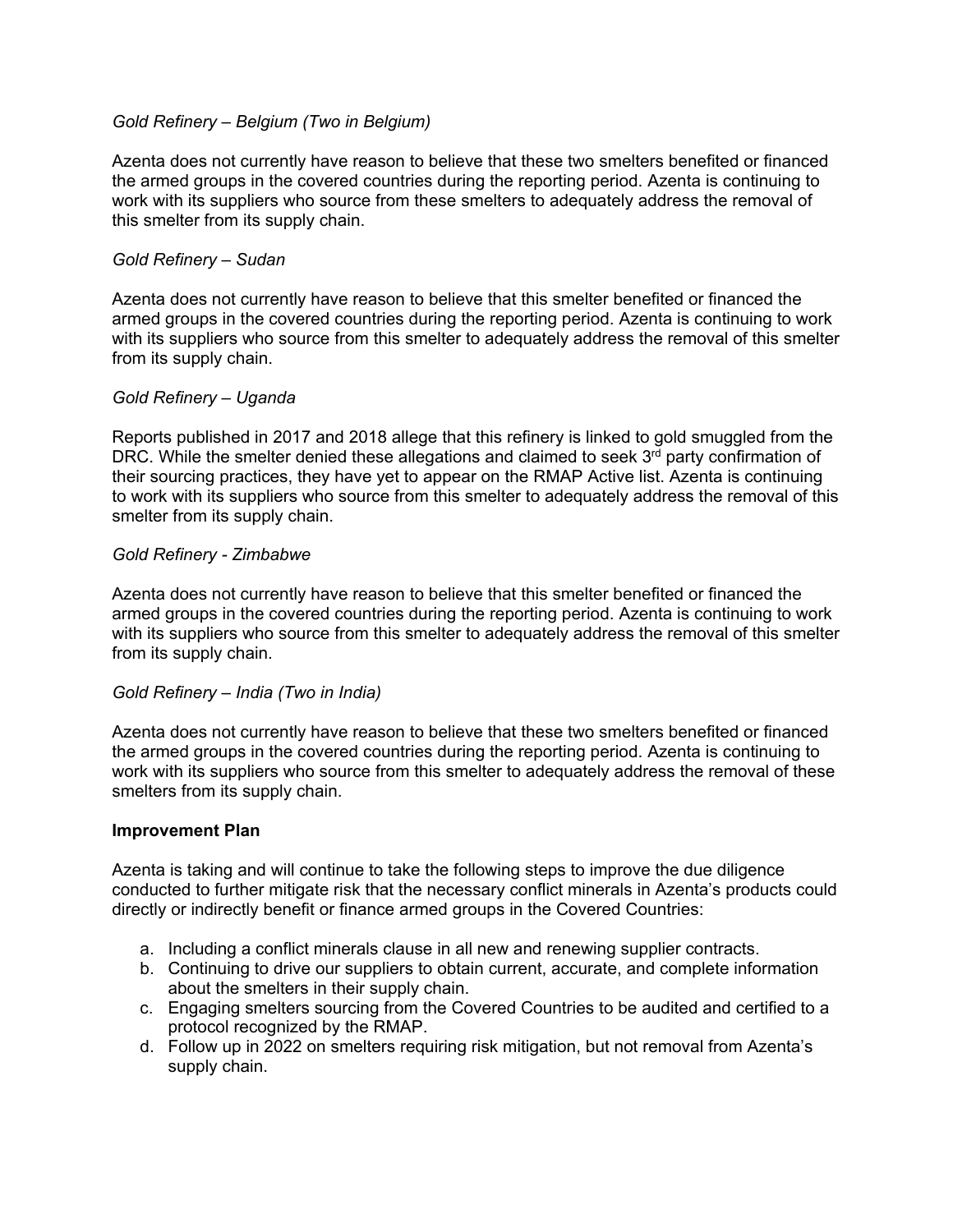*Gold Refinery – Belgium (Two in Belgium)*

Azenta does not currently have reason to believe that these two smelters benefited or financed the armed groups in the covered countries during the reporting period. Azenta is continuing to work with its suppliers who source from these smelters to adequately address the removal of this smelter from its supply chain.

*Gold Refinery – Sudan*

Azenta does not currently have reason to believe that this smelter benefited or financed the armed groups in the covered countries during the reporting period. Azenta is continuing to work with its suppliers who source from this smelter to adequately address the removal of this smelter from its supply chain.

*Gold Refinery – Uganda*

Reports published in 2017 and 2018 allege that this refinery is linked to gold smuggled from the DRC. While the smelter denied these allegations and claimed to seek 3rd party confirmation of their sourcing practices, they have yet to appear on the RMAP Active list. Azenta is continuing to work with its suppliers who source from this smelter to adequately address the removal of this smelter from its supply chain.

*Gold Refinery - Zimbabwe*

Azenta does not currently have reason to believe that this smelter benefited or financed the armed groups in the covered countries during the reporting period. Azenta is continuing to work with its suppliers who source from this smelter to adequately address the removal of this smelter from its supply chain.

*Gold Refinery – India (Two in India)*

Azenta does not currently have reason to believe that these two smelters benefited or financed the armed groups in the covered countries during the reporting period. Azenta is continuing to work with its suppliers who source from this smelter to adequately address the removal of these smelters from its supply chain.

**Improvement Plan**

Azenta is taking and will continue to take the following steps to improve the due diligence conducted to further mitigate risk that the necessary conflict minerals in Azenta's products could directly or indirectly benefit or finance armed groups in the Covered Countries:

a. Including a conflict minerals clause in all new and renewing supplier contracts.
b. Continuing to drive our suppliers to obtain current, accurate, and complete information about the smelters in their supply chain.
c. Engaging smelters sourcing from the Covered Countries to be audited and certified to a protocol recognized by the RMAP.
d. Follow up in 2022 on smelters requiring risk mitigation, but not removal from Azenta's supply chain.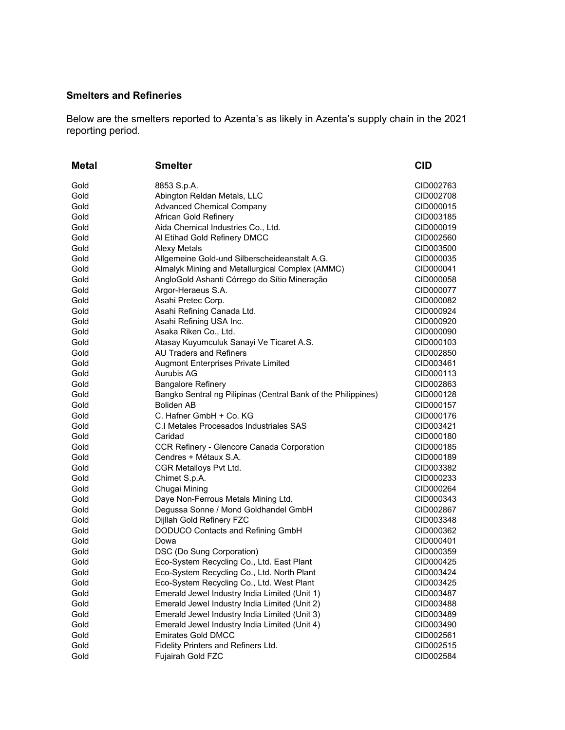**Smelters and Refineries**

Below are the smelters reported to Azenta's as likely in Azenta's supply chain in the 2021 reporting period.

| Metal | Smelter | CID |
|---|---|---|
| Gold | 8853 S.p.A. | CID002763 |
| Gold | Abington Reldan Metals, LLC | CID002708 |
| Gold | Advanced Chemical Company | CID000015 |
| Gold | African Gold Refinery | CID003185 |
| Gold | Aida Chemical Industries Co., Ltd. | CID000019 |
| Gold | Al Etihad Gold Refinery DMCC | CID002560 |
| Gold | Alexy Metals | CID003500 |
| Gold | Allgemeine Gold-und Silberscheideanstalt A.G. | CID000035 |
| Gold | Almalyk Mining and Metallurgical Complex (AMMC) | CID000041 |
| Gold | AngloGold Ashanti Córrego do Sítio Mineração | CID000058 |
| Gold | Argor-Heraeus S.A. | CID000077 |
| Gold | Asahi Pretec Corp. | CID000082 |
| Gold | Asahi Refining Canada Ltd. | CID000924 |
| Gold | Asahi Refining USA Inc. | CID000920 |
| Gold | Asaka Riken Co., Ltd. | CID000090 |
| Gold | Atasay Kuyumculuk Sanayi Ve Ticaret A.S. | CID000103 |
| Gold | AU Traders and Refiners | CID002850 |
| Gold | Augmont Enterprises Private Limited | CID003461 |
| Gold | Aurubis AG | CID000113 |
| Gold | Bangalore Refinery | CID002863 |
| Gold | Bangko Sentral ng Pilipinas (Central Bank of the Philippines) | CID000128 |
| Gold | Boliden AB | CID000157 |
| Gold | C. Hafner GmbH + Co. KG | CID000176 |
| Gold | C.I Metales Procesados Industriales SAS | CID003421 |
| Gold | Caridad | CID000180 |
| Gold | CCR Refinery - Glencore Canada Corporation | CID000185 |
| Gold | Cendres + Métaux S.A. | CID000189 |
| Gold | CGR Metalloys Pvt Ltd. | CID003382 |
| Gold | Chimet S.p.A. | CID000233 |
| Gold | Chugai Mining | CID000264 |
| Gold | Daye Non-Ferrous Metals Mining Ltd. | CID000343 |
| Gold | Degussa Sonne / Mond Goldhandel GmbH | CID002867 |
| Gold | Dijllah Gold Refinery FZC | CID003348 |
| Gold | DODUCO Contacts and Refining GmbH | CID000362 |
| Gold | Dowa | CID000401 |
| Gold | DSC (Do Sung Corporation) | CID000359 |
| Gold | Eco-System Recycling Co., Ltd. East Plant | CID000425 |
| Gold | Eco-System Recycling Co., Ltd. North Plant | CID003424 |
| Gold | Eco-System Recycling Co., Ltd. West Plant | CID003425 |
| Gold | Emerald Jewel Industry India Limited (Unit 1) | CID003487 |
| Gold | Emerald Jewel Industry India Limited (Unit 2) | CID003488 |
| Gold | Emerald Jewel Industry India Limited (Unit 3) | CID003489 |
| Gold | Emerald Jewel Industry India Limited (Unit 4) | CID003490 |
| Gold | Emirates Gold DMCC | CID002561 |
| Gold | Fidelity Printers and Refiners Ltd. | CID002515 |
| Gold | Fujairah Gold FZC | CID002584 |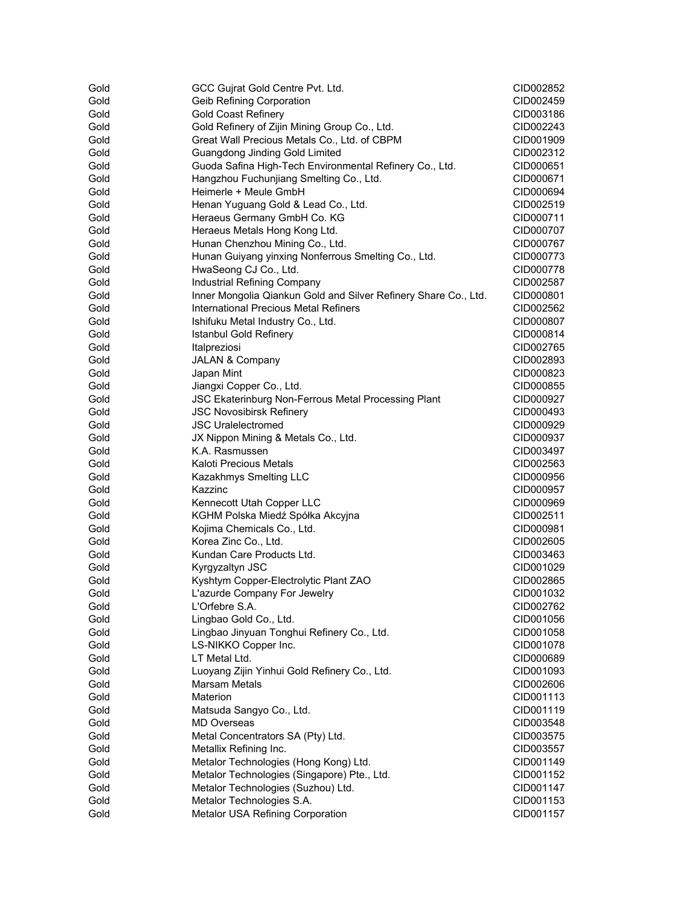| | | |
|---|---|---|
| Gold | GCC Gujrat Gold Centre Pvt. Ltd. | CID002852 |
| Gold | Geib Refining Corporation | CID002459 |
| Gold | Gold Coast Refinery | CID003186 |
| Gold | Gold Refinery of Zijin Mining Group Co., Ltd. | CID002243 |
| Gold | Great Wall Precious Metals Co., Ltd. of CBPM | CID001909 |
| Gold | Guangdong Jinding Gold Limited | CID002312 |
| Gold | Guoda Safina High-Tech Environmental Refinery Co., Ltd. | CID000651 |
| Gold | Hangzhou Fuchunjiang Smelting Co., Ltd. | CID000671 |
| Gold | Heimerle + Meule GmbH | CID000694 |
| Gold | Henan Yuguang Gold & Lead Co., Ltd. | CID002519 |
| Gold | Heraeus Germany GmbH Co. KG | CID000711 |
| Gold | Heraeus Metals Hong Kong Ltd. | CID000707 |
| Gold | Hunan Chenzhou Mining Co., Ltd. | CID000767 |
| Gold | Hunan Guiyang yinxing Nonferrous Smelting Co., Ltd. | CID000773 |
| Gold | HwaSeong CJ Co., Ltd. | CID000778 |
| Gold | Industrial Refining Company | CID002587 |
| Gold | Inner Mongolia Qiankun Gold and Silver Refinery Share Co., Ltd. | CID000801 |
| Gold | International Precious Metal Refiners | CID002562 |
| Gold | Ishifuku Metal Industry Co., Ltd. | CID000807 |
| Gold | Istanbul Gold Refinery | CID000814 |
| Gold | Italpreziosi | CID002765 |
| Gold | JALAN & Company | CID002893 |
| Gold | Japan Mint | CID000823 |
| Gold | Jiangxi Copper Co., Ltd. | CID000855 |
| Gold | JSC Ekaterinburg Non-Ferrous Metal Processing Plant | CID000927 |
| Gold | JSC Novosibirsk Refinery | CID000493 |
| Gold | JSC Uralelectromed | CID000929 |
| Gold | JX Nippon Mining & Metals Co., Ltd. | CID000937 |
| Gold | K.A. Rasmussen | CID003497 |
| Gold | Kaloti Precious Metals | CID002563 |
| Gold | Kazakhmys Smelting LLC | CID000956 |
| Gold | Kazzinc | CID000957 |
| Gold | Kennecott Utah Copper LLC | CID000969 |
| Gold | KGHM Polska Miedź Spółka Akcyjna | CID002511 |
| Gold | Kojima Chemicals Co., Ltd. | CID000981 |
| Gold | Korea Zinc Co., Ltd. | CID002605 |
| Gold | Kundan Care Products Ltd. | CID003463 |
| Gold | Kyrgyzaltyn JSC | CID001029 |
| Gold | Kyshtym Copper-Electrolytic Plant ZAO | CID002865 |
| Gold | L'azurde Company For Jewelry | CID001032 |
| Gold | L'Orfebre S.A. | CID002762 |
| Gold | Lingbao Gold Co., Ltd. | CID001056 |
| Gold | Lingbao Jinyuan Tonghui Refinery Co., Ltd. | CID001058 |
| Gold | LS-NIKKO Copper Inc. | CID001078 |
| Gold | LT Metal Ltd. | CID000689 |
| Gold | Luoyang Zijin Yinhui Gold Refinery Co., Ltd. | CID001093 |
| Gold | Marsam Metals | CID002606 |
| Gold | Materion | CID001113 |
| Gold | Matsuda Sangyo Co., Ltd. | CID001119 |
| Gold | MD Overseas | CID003548 |
| Gold | Metal Concentrators SA (Pty) Ltd. | CID003575 |
| Gold | Metallix Refining Inc. | CID003557 |
| Gold | Metalor Technologies (Hong Kong) Ltd. | CID001149 |
| Gold | Metalor Technologies (Singapore) Pte., Ltd. | CID001152 |
| Gold | Metalor Technologies (Suzhou) Ltd. | CID001147 |
| Gold | Metalor Technologies S.A. | CID001153 |
| Gold | Metalor USA Refining Corporation | CID001157 |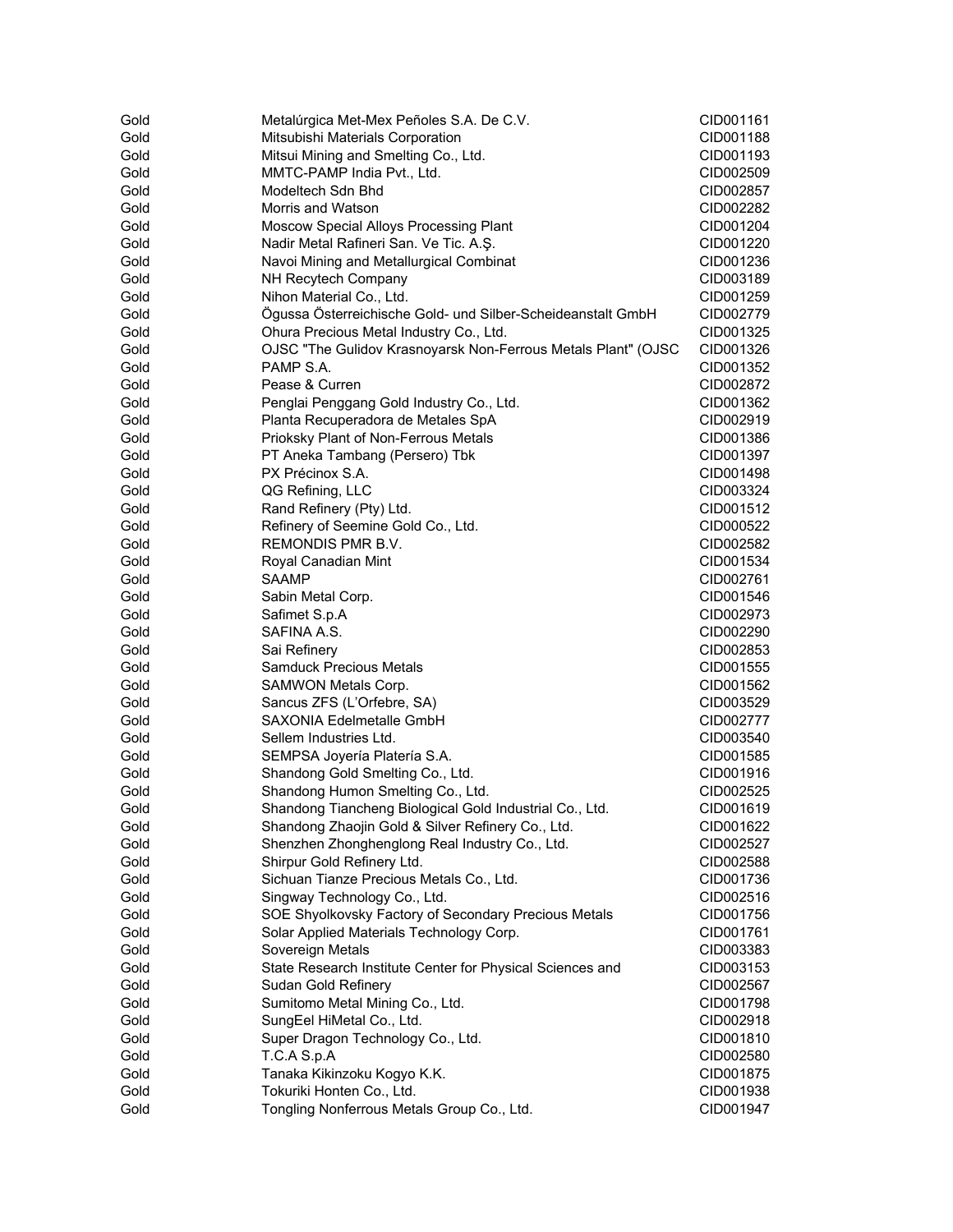| | | |
|---|---|---|
| Gold | Metalúrgica Met-Mex Peñoles S.A. De C.V. | CID001161 |
| Gold | Mitsubishi Materials Corporation | CID001188 |
| Gold | Mitsui Mining and Smelting Co., Ltd. | CID001193 |
| Gold | MMTC-PAMP India Pvt., Ltd. | CID002509 |
| Gold | Modeltech Sdn Bhd | CID002857 |
| Gold | Morris and Watson | CID002282 |
| Gold | Moscow Special Alloys Processing Plant | CID001204 |
| Gold | Nadir Metal Rafineri San. Ve Tic. A.Ş. | CID001220 |
| Gold | Navoi Mining and Metallurgical Combinat | CID001236 |
| Gold | NH Recytech Company | CID003189 |
| Gold | Nihon Material Co., Ltd. | CID001259 |
| Gold | Ögussa Österreichische Gold- und Silber-Scheideanstalt GmbH | CID002779 |
| Gold | Ohura Precious Metal Industry Co., Ltd. | CID001325 |
| Gold | OJSC "The Gulidov Krasnoyarsk Non-Ferrous Metals Plant" (OJSC | CID001326 |
| Gold | PAMP S.A. | CID001352 |
| Gold | Pease & Curren | CID002872 |
| Gold | Penglai Penggang Gold Industry Co., Ltd. | CID001362 |
| Gold | Planta Recuperadora de Metales SpA | CID002919 |
| Gold | Prioksky Plant of Non-Ferrous Metals | CID001386 |
| Gold | PT Aneka Tambang (Persero) Tbk | CID001397 |
| Gold | PX Précinox S.A. | CID001498 |
| Gold | QG Refining, LLC | CID003324 |
| Gold | Rand Refinery (Pty) Ltd. | CID001512 |
| Gold | Refinery of Seemine Gold Co., Ltd. | CID000522 |
| Gold | REMONDIS PMR B.V. | CID002582 |
| Gold | Royal Canadian Mint | CID001534 |
| Gold | SAAMP | CID002761 |
| Gold | Sabin Metal Corp. | CID001546 |
| Gold | Safimet S.p.A | CID002973 |
| Gold | SAFINA A.S. | CID002290 |
| Gold | Sai Refinery | CID002853 |
| Gold | Samduck Precious Metals | CID001555 |
| Gold | SAMWON Metals Corp. | CID001562 |
| Gold | Sancus ZFS (L'Orfebre, SA) | CID003529 |
| Gold | SAXONIA Edelmetalle GmbH | CID002777 |
| Gold | Sellem Industries Ltd. | CID003540 |
| Gold | SEMPSA Joyería Platería S.A. | CID001585 |
| Gold | Shandong Gold Smelting Co., Ltd. | CID001916 |
| Gold | Shandong Humon Smelting Co., Ltd. | CID002525 |
| Gold | Shandong Tiancheng Biological Gold Industrial Co., Ltd. | CID001619 |
| Gold | Shandong Zhaojin Gold & Silver Refinery Co., Ltd. | CID001622 |
| Gold | Shenzhen Zhonghenglong Real Industry Co., Ltd. | CID002527 |
| Gold | Shirpur Gold Refinery Ltd. | CID002588 |
| Gold | Sichuan Tianze Precious Metals Co., Ltd. | CID001736 |
| Gold | Singway Technology Co., Ltd. | CID002516 |
| Gold | SOE Shyolkovsky Factory of Secondary Precious Metals | CID001756 |
| Gold | Solar Applied Materials Technology Corp. | CID001761 |
| Gold | Sovereign Metals | CID003383 |
| Gold | State Research Institute Center for Physical Sciences and | CID003153 |
| Gold | Sudan Gold Refinery | CID002567 |
| Gold | Sumitomo Metal Mining Co., Ltd. | CID001798 |
| Gold | SungEel HiMetal Co., Ltd. | CID002918 |
| Gold | Super Dragon Technology Co., Ltd. | CID001810 |
| Gold | T.C.A S.p.A | CID002580 |
| Gold | Tanaka Kikinzoku Kogyo K.K. | CID001875 |
| Gold | Tokuriki Honten Co., Ltd. | CID001938 |
| Gold | Tongling Nonferrous Metals Group Co., Ltd. | CID001947 |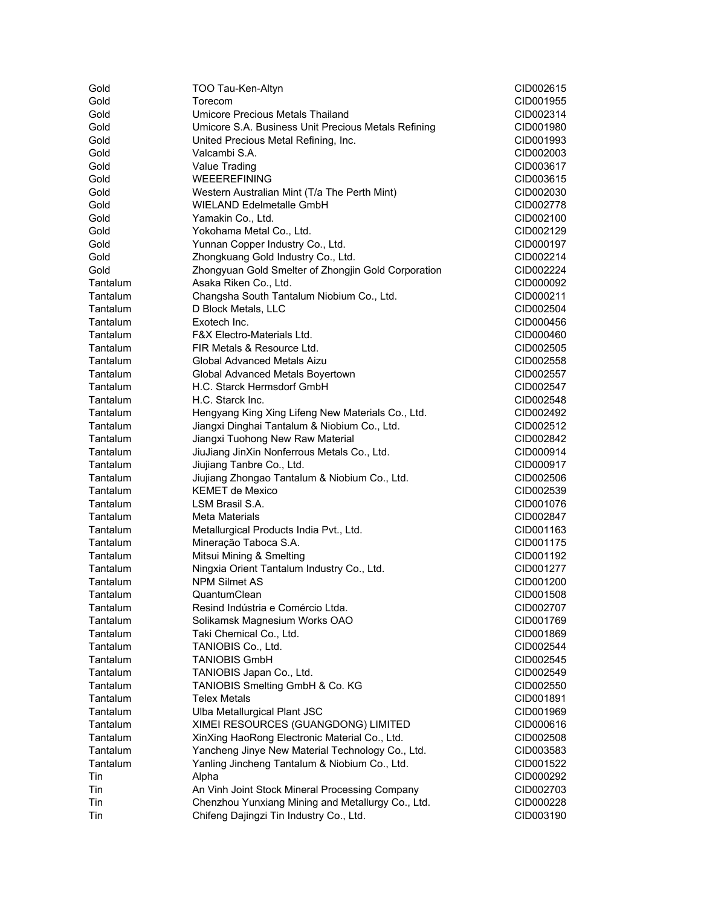| | | |
|---|---|---|
| Gold | TOO Tau-Ken-Altyn | CID002615 |
| Gold | Torecom | CID001955 |
| Gold | Umicore Precious Metals Thailand | CID002314 |
| Gold | Umicore S.A. Business Unit Precious Metals Refining | CID001980 |
| Gold | United Precious Metal Refining, Inc. | CID001993 |
| Gold | Valcambi S.A. | CID002003 |
| Gold | Value Trading | CID003617 |
| Gold | WEEEREFINING | CID003615 |
| Gold | Western Australian Mint (T/a The Perth Mint) | CID002030 |
| Gold | WIELAND Edelmetalle GmbH | CID002778 |
| Gold | Yamakin Co., Ltd. | CID002100 |
| Gold | Yokohama Metal Co., Ltd. | CID002129 |
| Gold | Yunnan Copper Industry Co., Ltd. | CID000197 |
| Gold | Zhongkuang Gold Industry Co., Ltd. | CID002214 |
| Gold | Zhongyuan Gold Smelter of Zhongjin Gold Corporation | CID002224 |
| Tantalum | Asaka Riken Co., Ltd. | CID000092 |
| Tantalum | Changsha South Tantalum Niobium Co., Ltd. | CID000211 |
| Tantalum | D Block Metals, LLC | CID002504 |
| Tantalum | Exotech Inc. | CID000456 |
| Tantalum | F&X Electro-Materials Ltd. | CID000460 |
| Tantalum | FIR Metals & Resource Ltd. | CID002505 |
| Tantalum | Global Advanced Metals Aizu | CID002558 |
| Tantalum | Global Advanced Metals Boyertown | CID002557 |
| Tantalum | H.C. Starck Hermsdorf GmbH | CID002547 |
| Tantalum | H.C. Starck Inc. | CID002548 |
| Tantalum | Hengyang King Xing Lifeng New Materials Co., Ltd. | CID002492 |
| Tantalum | Jiangxi Dinghai Tantalum & Niobium Co., Ltd. | CID002512 |
| Tantalum | Jiangxi Tuohong New Raw Material | CID002842 |
| Tantalum | JiuJiang JinXin Nonferrous Metals Co., Ltd. | CID000914 |
| Tantalum | Jiujiang Tanbre Co., Ltd. | CID000917 |
| Tantalum | Jiujiang Zhongao Tantalum & Niobium Co., Ltd. | CID002506 |
| Tantalum | KEMET de Mexico | CID002539 |
| Tantalum | LSM Brasil S.A. | CID001076 |
| Tantalum | Meta Materials | CID002847 |
| Tantalum | Metallurgical Products India Pvt., Ltd. | CID001163 |
| Tantalum | Mineração Taboca S.A. | CID001175 |
| Tantalum | Mitsui Mining & Smelting | CID001192 |
| Tantalum | Ningxia Orient Tantalum Industry Co., Ltd. | CID001277 |
| Tantalum | NPM Silmet AS | CID001200 |
| Tantalum | QuantumClean | CID001508 |
| Tantalum | Resind Indústria e Comércio Ltda. | CID002707 |
| Tantalum | Solikamsk Magnesium Works OAO | CID001769 |
| Tantalum | Taki Chemical Co., Ltd. | CID001869 |
| Tantalum | TANIOBIS Co., Ltd. | CID002544 |
| Tantalum | TANIOBIS GmbH | CID002545 |
| Tantalum | TANIOBIS Japan Co., Ltd. | CID002549 |
| Tantalum | TANIOBIS Smelting GmbH & Co. KG | CID002550 |
| Tantalum | Telex Metals | CID001891 |
| Tantalum | Ulba Metallurgical Plant JSC | CID001969 |
| Tantalum | XIMEI RESOURCES (GUANGDONG) LIMITED | CID000616 |
| Tantalum | XinXing HaoRong Electronic Material Co., Ltd. | CID002508 |
| Tantalum | Yancheng Jinye New Material Technology Co., Ltd. | CID003583 |
| Tantalum | Yanling Jincheng Tantalum & Niobium Co., Ltd. | CID001522 |
| Tin | Alpha | CID000292 |
| Tin | An Vinh Joint Stock Mineral Processing Company | CID002703 |
| Tin | Chenzhou Yunxiang Mining and Metallurgy Co., Ltd. | CID000228 |
| Tin | Chifeng Dajingzi Tin Industry Co., Ltd. | CID003190 |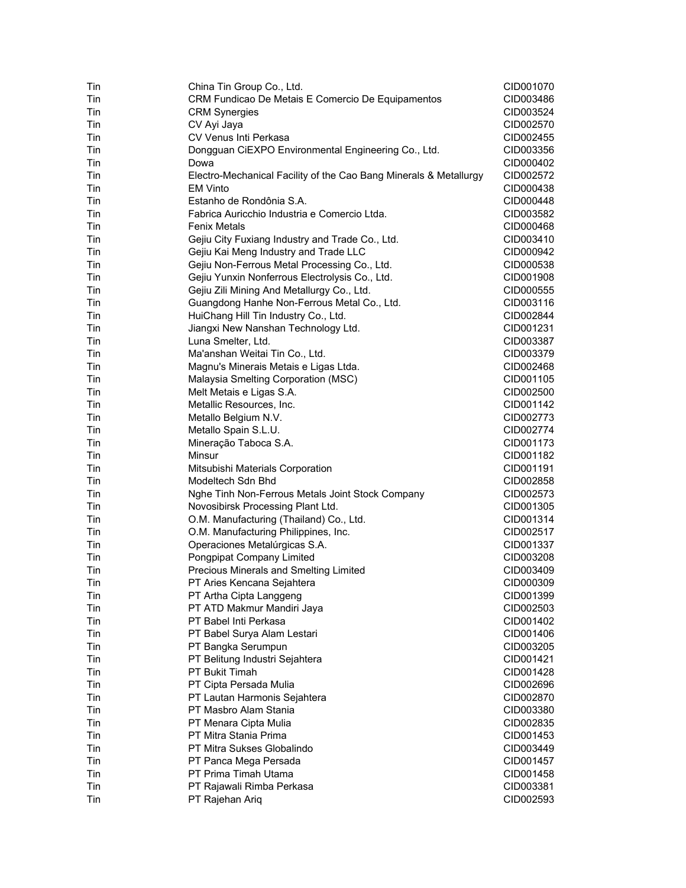| | | |
|---|---|---|
| Tin | China Tin Group Co., Ltd. | CID001070 |
| Tin | CRM Fundicao De Metais E Comercio De Equipamentos | CID003486 |
| Tin | CRM Synergies | CID003524 |
| Tin | CV Ayi Jaya | CID002570 |
| Tin | CV Venus Inti Perkasa | CID002455 |
| Tin | Dongguan CiEXPO Environmental Engineering Co., Ltd. | CID003356 |
| Tin | Dowa | CID000402 |
| Tin | Electro-Mechanical Facility of the Cao Bang Minerals & Metallurgy | CID002572 |
| Tin | EM Vinto | CID000438 |
| Tin | Estanho de Rondônia S.A. | CID000448 |
| Tin | Fabrica Auricchio Industria e Comercio Ltda. | CID003582 |
| Tin | Fenix Metals | CID000468 |
| Tin | Gejiu City Fuxiang Industry and Trade Co., Ltd. | CID003410 |
| Tin | Gejiu Kai Meng Industry and Trade LLC | CID000942 |
| Tin | Gejiu Non-Ferrous Metal Processing Co., Ltd. | CID000538 |
| Tin | Gejiu Yunxin Nonferrous Electrolysis Co., Ltd. | CID001908 |
| Tin | Gejiu Zili Mining And Metallurgy Co., Ltd. | CID000555 |
| Tin | Guangdong Hanhe Non-Ferrous Metal Co., Ltd. | CID003116 |
| Tin | HuiChang Hill Tin Industry Co., Ltd. | CID002844 |
| Tin | Jiangxi New Nanshan Technology Ltd. | CID001231 |
| Tin | Luna Smelter, Ltd. | CID003387 |
| Tin | Ma'anshan Weitai Tin Co., Ltd. | CID003379 |
| Tin | Magnu's Minerais Metais e Ligas Ltda. | CID002468 |
| Tin | Malaysia Smelting Corporation (MSC) | CID001105 |
| Tin | Melt Metais e Ligas S.A. | CID002500 |
| Tin | Metallic Resources, Inc. | CID001142 |
| Tin | Metallo Belgium N.V. | CID002773 |
| Tin | Metallo Spain S.L.U. | CID002774 |
| Tin | Mineração Taboca S.A. | CID001173 |
| Tin | Minsur | CID001182 |
| Tin | Mitsubishi Materials Corporation | CID001191 |
| Tin | Modeltech Sdn Bhd | CID002858 |
| Tin | Nghe Tinh Non-Ferrous Metals Joint Stock Company | CID002573 |
| Tin | Novosibirsk Processing Plant Ltd. | CID001305 |
| Tin | O.M. Manufacturing (Thailand) Co., Ltd. | CID001314 |
| Tin | O.M. Manufacturing Philippines, Inc. | CID002517 |
| Tin | Operaciones Metalúrgicas S.A. | CID001337 |
| Tin | Pongpipat Company Limited | CID003208 |
| Tin | Precious Minerals and Smelting Limited | CID003409 |
| Tin | PT Aries Kencana Sejahtera | CID000309 |
| Tin | PT Artha Cipta Langgeng | CID001399 |
| Tin | PT ATD Makmur Mandiri Jaya | CID002503 |
| Tin | PT Babel Inti Perkasa | CID001402 |
| Tin | PT Babel Surya Alam Lestari | CID001406 |
| Tin | PT Bangka Serumpun | CID003205 |
| Tin | PT Belitung Industri Sejahtera | CID001421 |
| Tin | PT Bukit Timah | CID001428 |
| Tin | PT Cipta Persada Mulia | CID002696 |
| Tin | PT Lautan Harmonis Sejahtera | CID002870 |
| Tin | PT Masbro Alam Stania | CID003380 |
| Tin | PT Menara Cipta Mulia | CID002835 |
| Tin | PT Mitra Stania Prima | CID001453 |
| Tin | PT Mitra Sukses Globalindo | CID003449 |
| Tin | PT Panca Mega Persada | CID001457 |
| Tin | PT Prima Timah Utama | CID001458 |
| Tin | PT Rajawali Rimba Perkasa | CID003381 |
| Tin | PT Rajehan Ariq | CID002593 |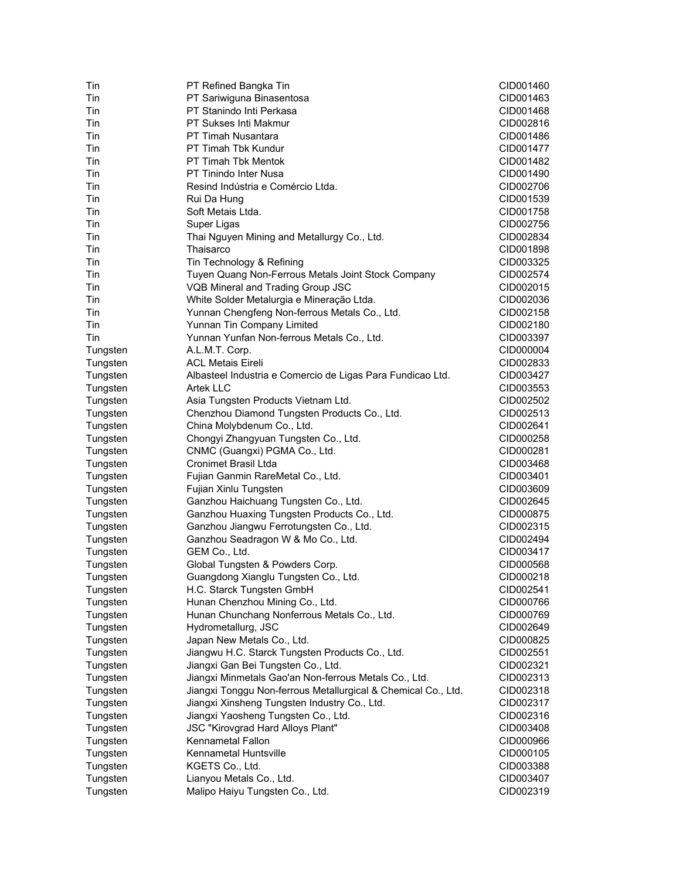| | | |
|---|---|---|
| Tin | PT Refined Bangka Tin | CID001460 |
| Tin | PT Sariwiguna Binasentosa | CID001463 |
| Tin | PT Stanindo Inti Perkasa | CID001468 |
| Tin | PT Sukses Inti Makmur | CID002816 |
| Tin | PT Timah Nusantara | CID001486 |
| Tin | PT Timah Tbk Kundur | CID001477 |
| Tin | PT Timah Tbk Mentok | CID001482 |
| Tin | PT Tinindo Inter Nusa | CID001490 |
| Tin | Resind Indústria e Comércio Ltda. | CID002706 |
| Tin | Rui Da Hung | CID001539 |
| Tin | Soft Metais Ltda. | CID001758 |
| Tin | Super Ligas | CID002756 |
| Tin | Thai Nguyen Mining and Metallurgy Co., Ltd. | CID002834 |
| Tin | Thaisarco | CID001898 |
| Tin | Tin Technology & Refining | CID003325 |
| Tin | Tuyen Quang Non-Ferrous Metals Joint Stock Company | CID002574 |
| Tin | VQB Mineral and Trading Group JSC | CID002015 |
| Tin | White Solder Metalurgia e Mineração Ltda. | CID002036 |
| Tin | Yunnan Chengfeng Non-ferrous Metals Co., Ltd. | CID002158 |
| Tin | Yunnan Tin Company Limited | CID002180 |
| Tin | Yunnan Yunfan Non-ferrous Metals Co., Ltd. | CID003397 |
| Tungsten | A.L.M.T. Corp. | CID000004 |
| Tungsten | ACL Metais Eireli | CID002833 |
| Tungsten | Albasteel Industria e Comercio de Ligas Para Fundicao Ltd. | CID003427 |
| Tungsten | Artek LLC | CID003553 |
| Tungsten | Asia Tungsten Products Vietnam Ltd. | CID002502 |
| Tungsten | Chenzhou Diamond Tungsten Products Co., Ltd. | CID002513 |
| Tungsten | China Molybdenum Co., Ltd. | CID002641 |
| Tungsten | Chongyi Zhangyuan Tungsten Co., Ltd. | CID000258 |
| Tungsten | CNMC (Guangxi) PGMA Co., Ltd. | CID000281 |
| Tungsten | Cronimet Brasil Ltda | CID003468 |
| Tungsten | Fujian Ganmin RareMetal Co., Ltd. | CID003401 |
| Tungsten | Fujian Xinlu Tungsten | CID003609 |
| Tungsten | Ganzhou Haichuang Tungsten Co., Ltd. | CID002645 |
| Tungsten | Ganzhou Huaxing Tungsten Products Co., Ltd. | CID000875 |
| Tungsten | Ganzhou Jiangwu Ferrotungsten Co., Ltd. | CID002315 |
| Tungsten | Ganzhou Seadragon W & Mo Co., Ltd. | CID002494 |
| Tungsten | GEM Co., Ltd. | CID003417 |
| Tungsten | Global Tungsten & Powders Corp. | CID000568 |
| Tungsten | Guangdong Xianglu Tungsten Co., Ltd. | CID000218 |
| Tungsten | H.C. Starck Tungsten GmbH | CID002541 |
| Tungsten | Hunan Chenzhou Mining Co., Ltd. | CID000766 |
| Tungsten | Hunan Chunchang Nonferrous Metals Co., Ltd. | CID000769 |
| Tungsten | Hydrometallurg, JSC | CID002649 |
| Tungsten | Japan New Metals Co., Ltd. | CID000825 |
| Tungsten | Jiangwu H.C. Starck Tungsten Products Co., Ltd. | CID002551 |
| Tungsten | Jiangxi Gan Bei Tungsten Co., Ltd. | CID002321 |
| Tungsten | Jiangxi Minmetals Gao'an Non-ferrous Metals Co., Ltd. | CID002313 |
| Tungsten | Jiangxi Tonggu Non-ferrous Metallurgical & Chemical Co., Ltd. | CID002318 |
| Tungsten | Jiangxi Xinsheng Tungsten Industry Co., Ltd. | CID002317 |
| Tungsten | Jiangxi Yaosheng Tungsten Co., Ltd. | CID002316 |
| Tungsten | JSC "Kirovgrad Hard Alloys Plant" | CID003408 |
| Tungsten | Kennametal Fallon | CID000966 |
| Tungsten | Kennametal Huntsville | CID000105 |
| Tungsten | KGETS Co., Ltd. | CID003388 |
| Tungsten | Lianyou Metals Co., Ltd. | CID003407 |
| Tungsten | Malipo Haiyu Tungsten Co., Ltd. | CID002319 |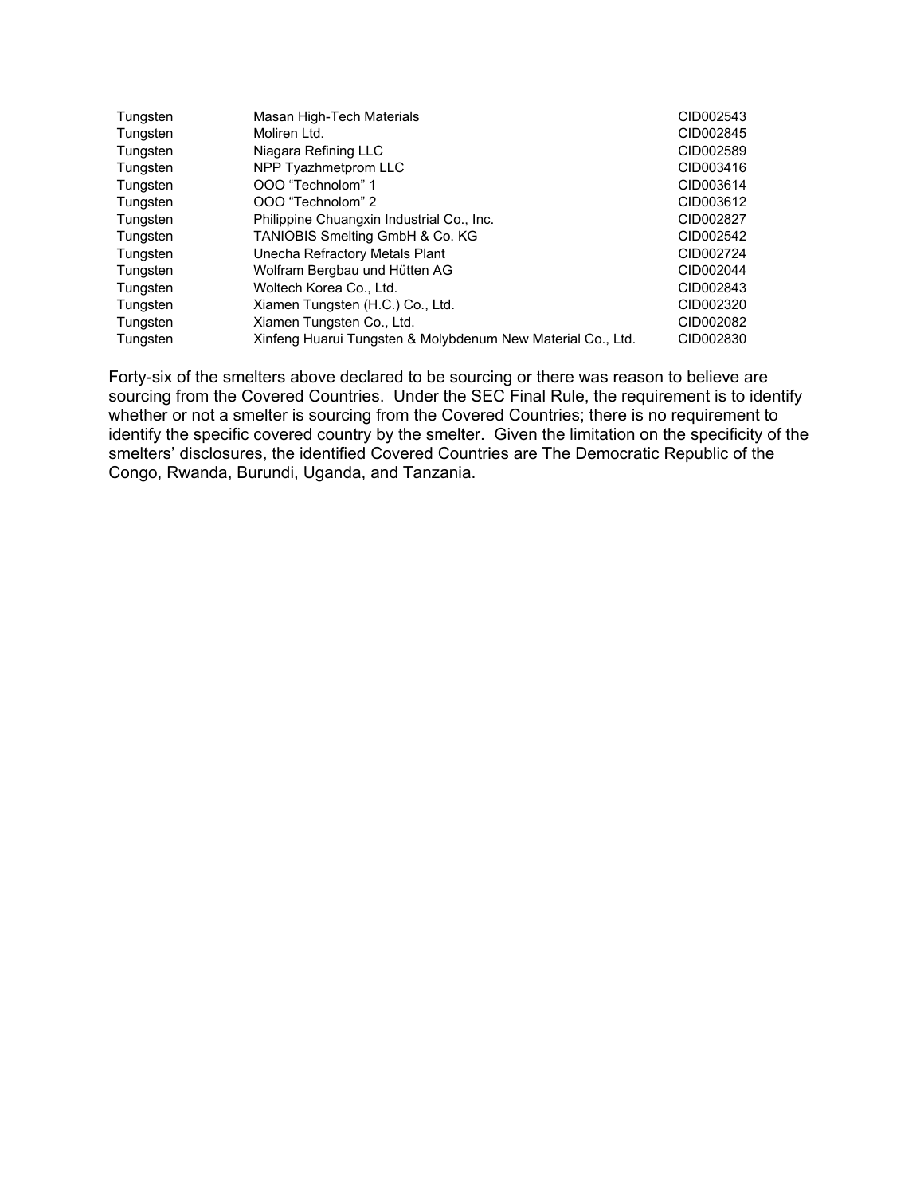| | | |
|---|---|---|
| Tungsten | Masan High-Tech Materials | CID002543 |
| Tungsten | Moliren Ltd. | CID002845 |
| Tungsten | Niagara Refining LLC | CID002589 |
| Tungsten | NPP Tyazhmetprom LLC | CID003416 |
| Tungsten | OOO “Technolom” 1 | CID003614 |
| Tungsten | OOO “Technolom” 2 | CID003612 |
| Tungsten | Philippine Chuangxin Industrial Co., Inc. | CID002827 |
| Tungsten | TANIOBIS Smelting GmbH & Co. KG | CID002542 |
| Tungsten | Unecha Refractory Metals Plant | CID002724 |
| Tungsten | Wolfram Bergbau und Hütten AG | CID002044 |
| Tungsten | Woltech Korea Co., Ltd. | CID002843 |
| Tungsten | Xiamen Tungsten (H.C.) Co., Ltd. | CID002320 |
| Tungsten | Xiamen Tungsten Co., Ltd. | CID002082 |
| Tungsten | Xinfeng Huarui Tungsten & Molybdenum New Material Co., Ltd. | CID002830 |

Forty-six of the smelters above declared to be sourcing or there was reason to believe are sourcing from the Covered Countries. Under the SEC Final Rule, the requirement is to identify whether or not a smelter is sourcing from the Covered Countries; there is no requirement to identify the specific covered country by the smelter. Given the limitation on the specificity of the smelters' disclosures, the identified Covered Countries are The Democratic Republic of the Congo, Rwanda, Burundi, Uganda, and Tanzania.